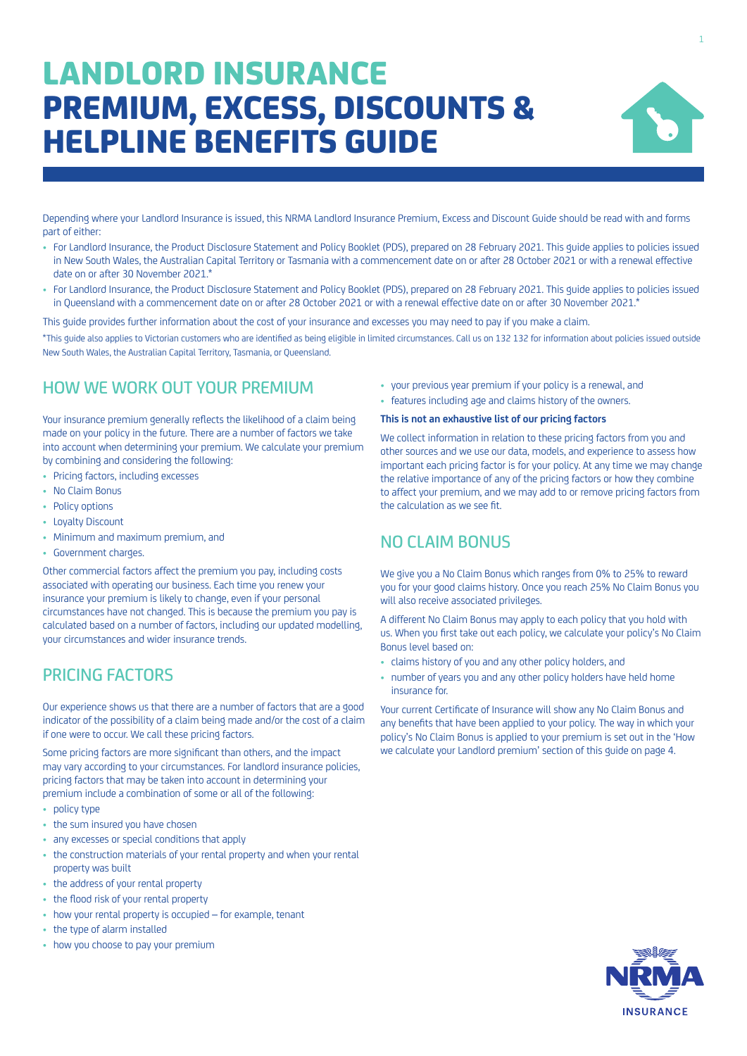# LANDLORD INSURANCE PREMIUM, EXCESS, DISCOUNTS & HELPLINE BENEFITS GUIDE

Depending where your Landlord Insurance is issued, this NRMA Landlord Insurance Premium, Excess and Discount Guide should be read with and forms part of either:

- For Landlord Insurance, the Product Disclosure Statement and Policy Booklet (PDS), prepared on 28 February 2021. This guide applies to policies issued in New South Wales, the Australian Capital Territory or Tasmania with a commencement date on or after 28 October 2021 or with a renewal effective date on or after 30 November 2021.*
- For Landlord Insurance, the Product Disclosure Statement and Policy Booklet (PDS), prepared on 28 February 2021. This guide applies to policies issued in Queensland with a commencement date on or after 28 October 2021 or with a renewal effective date on or after 30 November 2021.*

This guide provides further information about the cost of your insurance and excesses you may need to pay if you make a claim.

*This guide also applies to Victorian customers who are identified as being eligible in limited circumstances. Call us on 132 132 for information about policies issued outside New South Wales, the Australian Capital Territory, Tasmania, or Queensland.

## HOW WE WORK OUT YOUR PREMIUM

Your insurance premium generally reflects the likelihood of a claim being made on your policy in the future. There are a number of factors we take into account when determining your premium. We calculate your premium by combining and considering the following:

- Pricing factors, including excesses
- No Claim Bonus
- Policy options
- Loyalty Discount
- Minimum and maximum premium, and
- Government charges.

Other commercial factors affect the premium you pay, including costs associated with operating our business. Each time you renew your insurance your premium is likely to change, even if your personal circumstances have not changed. This is because the premium you pay is calculated based on a number of factors, including our updated modelling, your circumstances and wider insurance trends.

## PRICING FACTORS

Our experience shows us that there are a number of factors that are a good indicator of the possibility of a claim being made and/or the cost of a claim if one were to occur. We call these pricing factors.

Some pricing factors are more significant than others, and the impact may vary according to your circumstances. For landlord insurance policies, pricing factors that may be taken into account in determining your premium include a combination of some or all of the following:

- policy type
- the sum insured you have chosen
- any excesses or special conditions that apply
- the construction materials of your rental property and when your rental property was built
- the address of your rental property
- the flood risk of your rental property
- how your rental property is occupied – for example, tenant
- the type of alarm installed
- how you choose to pay your premium
- your previous year premium if your policy is a renewal, and
- features including age and claims history of the owners.

**This is not an exhaustive list of our pricing factors**

We collect information in relation to these pricing factors from you and other sources and we use our data, models, and experience to assess how important each pricing factor is for your policy. At any time we may change the relative importance of any of the pricing factors or how they combine to affect your premium, and we may add to or remove pricing factors from the calculation as we see fit.

## NO CLAIM BONUS

We give you a No Claim Bonus which ranges from 0% to 25% to reward you for your good claims history. Once you reach 25% No Claim Bonus you will also receive associated privileges.

A different No Claim Bonus may apply to each policy that you hold with us. When you first take out each policy, we calculate your policy's No Claim Bonus level based on:

- claims history of you and any other policy holders, and
- number of years you and any other policy holders have held home insurance for.

Your current Certificate of Insurance will show any No Claim Bonus and any benefits that have been applied to your policy. The way in which your policy's No Claim Bonus is applied to your premium is set out in the 'How we calculate your Landlord premium' section of this guide on page 4.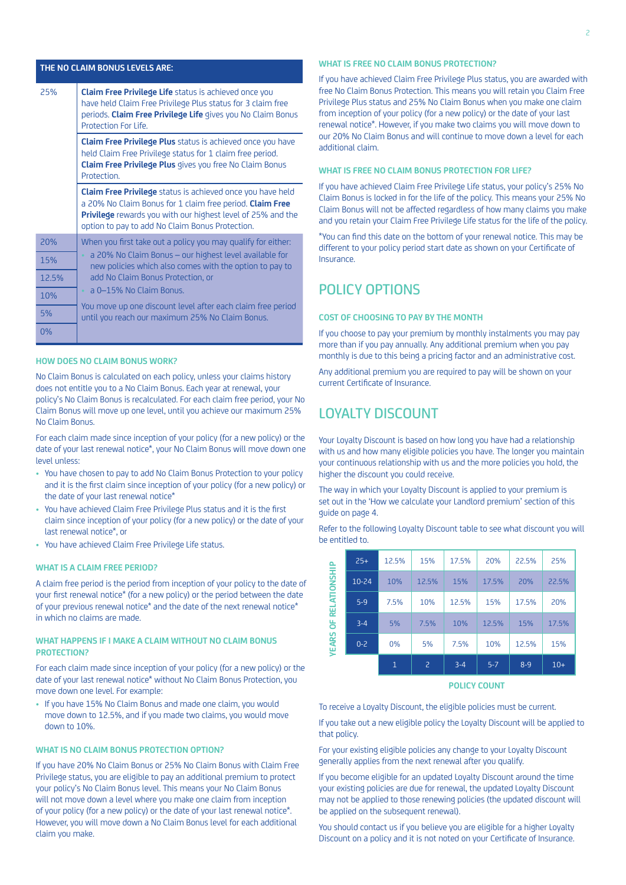| THE NO CLAIM BONUS LEVELS ARE: | |
|---|---|
| 25% | **Claim Free Privilege Life** status is achieved once you have held Claim Free Privilege Plus status for 3 claim free periods. **Claim Free Privilege Life** gives you No Claim Bonus Protection For Life. |
| | **Claim Free Privilege Plus** status is achieved once you have held Claim Free Privilege status for 1 claim free period. **Claim Free Privilege Plus** gives you free No Claim Bonus Protection. |
| | **Claim Free Privilege** status is achieved once you have held a 20% No Claim Bonus for 1 claim free period. **Claim Free Privilege** rewards you with our highest level of 25% and the option to pay to add No Claim Bonus Protection. |
| 20% | When you first take out a policy you may qualify for either: • a 20% No Claim Bonus – our highest level available for new policies which also comes with the option to pay to add No Claim Bonus Protection, or • a 0–15% No Claim Bonus. You move up one discount level after each claim free period until you reach our maximum 25% No Claim Bonus. |
| 15% | |
| 12.5% | |
| 10% | |
| 5% | |
| 0% | |

### HOW DOES NO CLAIM BONUS WORK?

No Claim Bonus is calculated on each policy, unless your claims history does not entitle you to a No Claim Bonus. Each year at renewal, your policy's No Claim Bonus is recalculated. For each claim free period, your No Claim Bonus will move up one level, until you achieve our maximum 25% No Claim Bonus.

For each claim made since inception of your policy (for a new policy) or the date of your last renewal notice*, your No Claim Bonus will move down one level unless:

- You have chosen to pay to add No Claim Bonus Protection to your policy and it is the first claim since inception of your policy (for a new policy) or the date of your last renewal notice*
- You have achieved Claim Free Privilege Plus status and it is the first claim since inception of your policy (for a new policy) or the date of your last renewal notice*, or
- You have achieved Claim Free Privilege Life status.

### WHAT IS A CLAIM FREE PERIOD?

A claim free period is the period from inception of your policy to the date of your first renewal notice* (for a new policy) or the period between the date of your previous renewal notice* and the date of the next renewal notice* in which no claims are made.

### WHAT HAPPENS IF I MAKE A CLAIM WITHOUT NO CLAIM BONUS PROTECTION?

For each claim made since inception of your policy (for a new policy) or the date of your last renewal notice* without No Claim Bonus Protection, you move down one level. For example:

- If you have 15% No Claim Bonus and made one claim, you would move down to 12.5%, and if you made two claims, you would move down to 10%.

### WHAT IS NO CLAIM BONUS PROTECTION OPTION?

If you have 20% No Claim Bonus or 25% No Claim Bonus with Claim Free Privilege status, you are eligible to pay an additional premium to protect your policy's No Claim Bonus level. This means your No Claim Bonus will not move down a level where you make one claim from inception of your policy (for a new policy) or the date of your last renewal notice*. However, you will move down a No Claim Bonus level for each additional claim you make.

### WHAT IS FREE NO CLAIM BONUS PROTECTION?

If you have achieved Claim Free Privilege Plus status, you are awarded with free No Claim Bonus Protection. This means you will retain you Claim Free Privilege Plus status and 25% No Claim Bonus when you make one claim from inception of your policy (for a new policy) or the date of your last renewal notice*. However, if you make two claims you will move down to our 20% No Claim Bonus and will continue to move down a level for each additional claim.

### WHAT IS FREE NO CLAIM BONUS PROTECTION FOR LIFE?

If you have achieved Claim Free Privilege Life status, your policy's 25% No Claim Bonus is locked in for the life of the policy. This means your 25% No Claim Bonus will not be affected regardless of how many claims you make and you retain your Claim Free Privilege Life status for the life of the policy.

*You can find this date on the bottom of your renewal notice. This may be different to your policy period start date as shown on your Certificate of Insurance.

## POLICY OPTIONS

### COST OF CHOOSING TO PAY BY THE MONTH

If you choose to pay your premium by monthly instalments you may pay more than if you pay annually. Any additional premium when you pay monthly is due to this being a pricing factor and an administrative cost.

Any additional premium you are required to pay will be shown on your current Certificate of Insurance.

## LOYALTY DISCOUNT

Your Loyalty Discount is based on how long you have had a relationship with us and how many eligible policies you have. The longer you maintain your continuous relationship with us and the more policies you hold, the higher the discount you could receive.

The way in which your Loyalty Discount is applied to your premium is set out in the 'How we calculate your Landlord premium' section of this guide on page 4.

Refer to the following Loyalty Discount table to see what discount you will be entitled to.

| YEARS OF RELATIONSHIP | 1 | 2 | 3-4 | 5-7 | 8-9 | 10+ |
|---|---|---|---|---|---|---|
| 25+ | 12.5% | 15% | 17.5% | 20% | 22.5% | 25% |
| 10-24 | 10% | 12.5% | 15% | 17.5% | 20% | 22.5% |
| 5-9 | 7.5% | 10% | 12.5% | 15% | 17.5% | 20% |
| 3-4 | 5% | 7.5% | 10% | 12.5% | 15% | 17.5% |
| 0-2 | 0% | 5% | 7.5% | 10% | 12.5% | 15% |

POLICY COUNT

To receive a Loyalty Discount, the eligible policies must be current.

If you take out a new eligible policy the Loyalty Discount will be applied to that policy.

For your existing eligible policies any change to your Loyalty Discount generally applies from the next renewal after you qualify.

If you become eligible for an updated Loyalty Discount around the time your existing policies are due for renewal, the updated Loyalty Discount may not be applied to those renewing policies (the updated discount will be applied on the subsequent renewal).

You should contact us if you believe you are eligible for a higher Loyalty Discount on a policy and it is not noted on your Certificate of Insurance.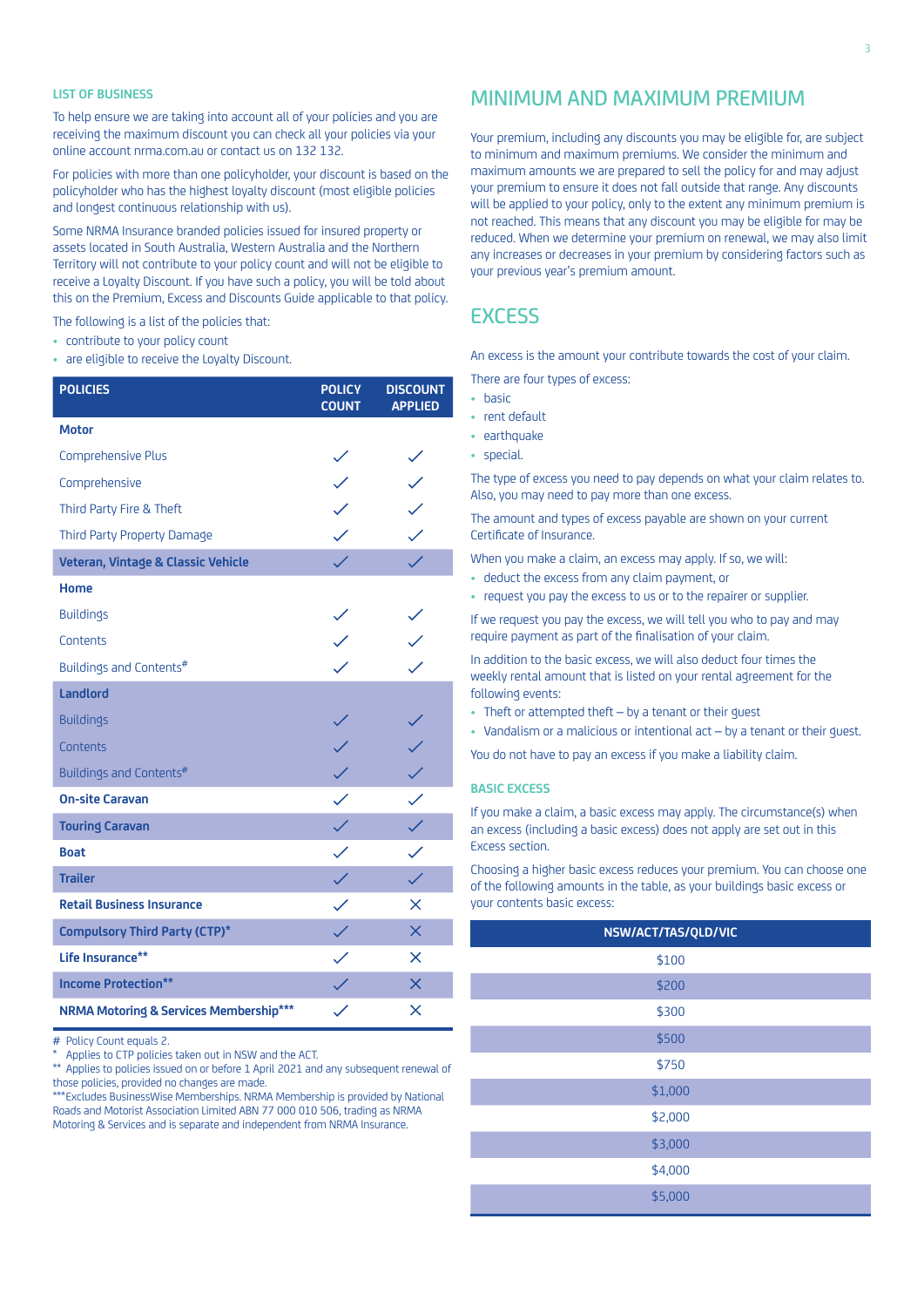### LIST OF BUSINESS

To help ensure we are taking into account all of your policies and you are receiving the maximum discount you can check all your policies via your online account nrma.com.au or contact us on 132 132.

For policies with more than one policyholder, your discount is based on the policyholder who has the highest loyalty discount (most eligible policies and longest continuous relationship with us).

Some NRMA Insurance branded policies issued for insured property or assets located in South Australia, Western Australia and the Northern Territory will not contribute to your policy count and will not be eligible to receive a Loyalty Discount. If you have such a policy, you will be told about this on the Premium, Excess and Discounts Guide applicable to that policy.

The following is a list of the policies that:

- contribute to your policy count
- are eligible to receive the Loyalty Discount.

| POLICIES | POLICY COUNT | DISCOUNT APPLIED |
|---|---|---|
| **Motor** | | |
| Comprehensive Plus | ✓ | ✓ |
| Comprehensive | ✓ | ✓ |
| Third Party Fire & Theft | ✓ | ✓ |
| Third Party Property Damage | ✓ | ✓ |
| **Veteran, Vintage & Classic Vehicle** | ✓ | ✓ |
| **Home** | | |
| Buildings | ✓ | ✓ |
| Contents | ✓ | ✓ |
| Buildings and Contents# | ✓ | ✓ |
| **Landlord** | | |
| Buildings | ✓ | ✓ |
| Contents | ✓ | ✓ |
| Buildings and Contents# | ✓ | ✓ |
| **On-site Caravan** | ✓ | ✓ |
| **Touring Caravan** | ✓ | ✓ |
| **Boat** | ✓ | ✓ |
| **Trailer** | ✓ | ✓ |
| **Retail Business Insurance** | ✓ | ✗ |
| **Compulsory Third Party (CTP)*** | ✓ | ✗ |
| **Life Insurance**** | ✓ | ✗ |
| **Income Protection**** | ✓ | ✗ |
| **NRMA Motoring & Services Membership***** | ✓ | ✗ |

\# Policy Count equals 2.
\* Applies to CTP policies taken out in NSW and the ACT.
\*\* Applies to policies issued on or before 1 April 2021 and any subsequent renewal of those policies, provided no changes are made.
\*\*\*Excludes BusinessWise Memberships. NRMA Membership is provided by National Roads and Motorist Association Limited ABN 77 000 010 506, trading as NRMA Motoring & Services and is separate and independent from NRMA Insurance.

## MINIMUM AND MAXIMUM PREMIUM

Your premium, including any discounts you may be eligible for, are subject to minimum and maximum premiums. We consider the minimum and maximum amounts we are prepared to sell the policy for and may adjust your premium to ensure it does not fall outside that range. Any discounts will be applied to your policy, only to the extent any minimum premium is not reached. This means that any discount you may be eligible for may be reduced. When we determine your premium on renewal, we may also limit any increases or decreases in your premium by considering factors such as your previous year's premium amount.

## EXCESS

An excess is the amount your contribute towards the cost of your claim.

There are four types of excess:

- basic
- rent default
- earthquake
- special.

The type of excess you need to pay depends on what your claim relates to. Also, you may need to pay more than one excess.

The amount and types of excess payable are shown on your current Certificate of Insurance.

When you make a claim, an excess may apply. If so, we will:

- deduct the excess from any claim payment, or
- request you pay the excess to us or to the repairer or supplier.

If we request you pay the excess, we will tell you who to pay and may require payment as part of the finalisation of your claim.

In addition to the basic excess, we will also deduct four times the weekly rental amount that is listed on your rental agreement for the following events:

- Theft or attempted theft – by a tenant or their guest
- Vandalism or a malicious or intentional act – by a tenant or their guest.

You do not have to pay an excess if you make a liability claim.

### BASIC EXCESS

If you make a claim, a basic excess may apply. The circumstance(s) when an excess (including a basic excess) does not apply are set out in this Excess section.

Choosing a higher basic excess reduces your premium. You can choose one of the following amounts in the table, as your buildings basic excess or your contents basic excess:

| NSW/ACT/TAS/QLD/VIC |
|---|
| $100 |
| $200 |
| $300 |
| $500 |
| $750 |
| $1,000 |
| $2,000 |
| $3,000 |
| $4,000 |
| $5,000 |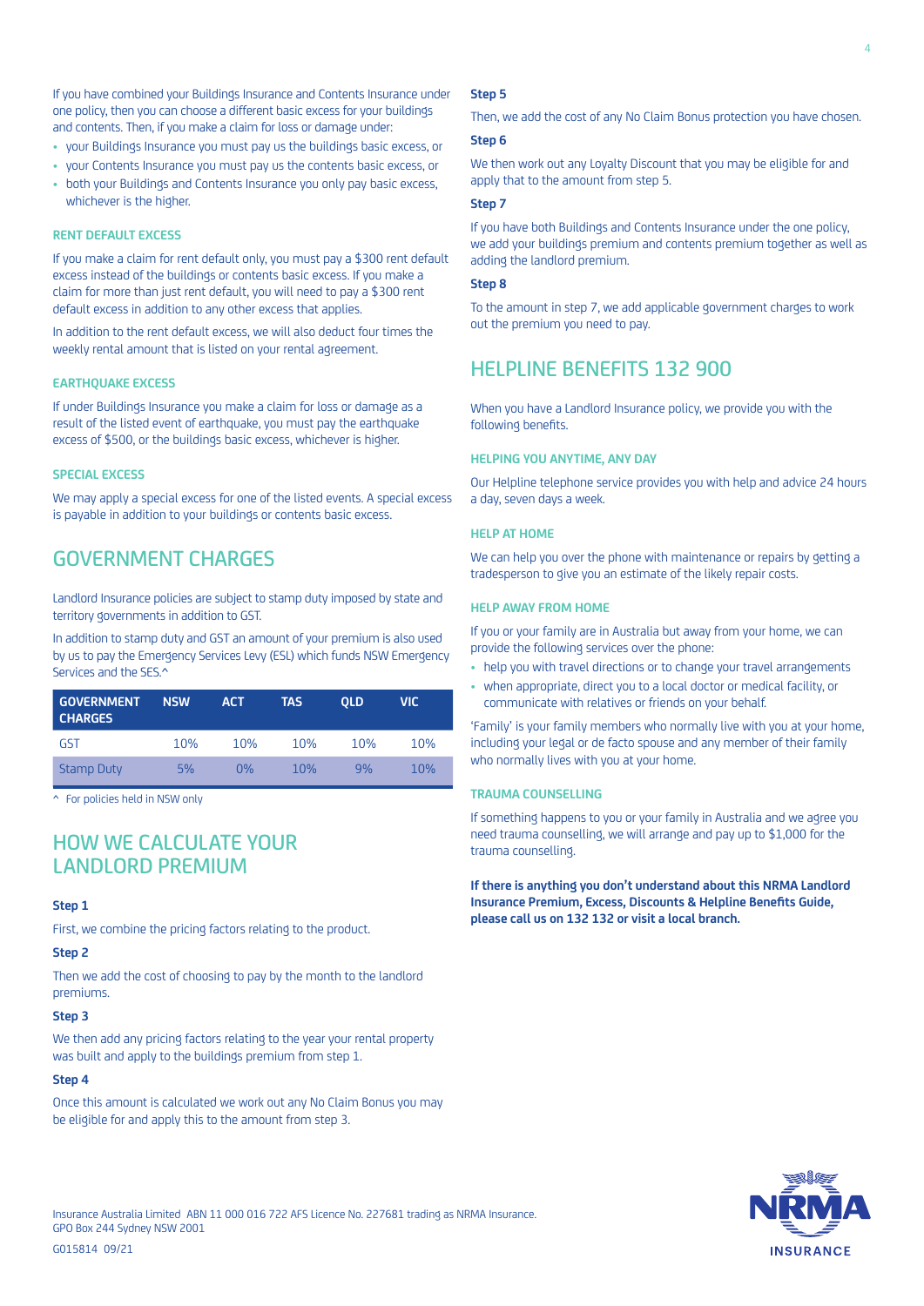If you have combined your Buildings Insurance and Contents Insurance under one policy, then you can choose a different basic excess for your buildings and contents. Then, if you make a claim for loss or damage under:

- your Buildings Insurance you must pay us the buildings basic excess, or
- your Contents Insurance you must pay us the contents basic excess, or
- both your Buildings and Contents Insurance you only pay basic excess, whichever is the higher.

### RENT DEFAULT EXCESS

If you make a claim for rent default only, you must pay a $300 rent default excess instead of the buildings or contents basic excess. If you make a claim for more than just rent default, you will need to pay a $300 rent default excess in addition to any other excess that applies.

In addition to the rent default excess, we will also deduct four times the weekly rental amount that is listed on your rental agreement.

### EARTHQUAKE EXCESS

If under Buildings Insurance you make a claim for loss or damage as a result of the listed event of earthquake, you must pay the earthquake excess of $500, or the buildings basic excess, whichever is higher.

### SPECIAL EXCESS

We may apply a special excess for one of the listed events. A special excess is payable in addition to your buildings or contents basic excess.

## GOVERNMENT CHARGES

Landlord Insurance policies are subject to stamp duty imposed by state and territory governments in addition to GST.

In addition to stamp duty and GST an amount of your premium is also used by us to pay the Emergency Services Levy (ESL) which funds NSW Emergency Services and the SES.^

| GOVERNMENT CHARGES | NSW | ACT | TAS | QLD | VIC |
|---|---|---|---|---|---|
| GST | 10% | 10% | 10% | 10% | 10% |
| Stamp Duty | 5% | 0% | 10% | 9% | 10% |

^ For policies held in NSW only

## HOW WE CALCULATE YOUR LANDLORD PREMIUM

**Step 1**

First, we combine the pricing factors relating to the product.

**Step 2**

Then we add the cost of choosing to pay by the month to the landlord premiums.

**Step 3**

We then add any pricing factors relating to the year your rental property was built and apply to the buildings premium from step 1.

**Step 4**

Once this amount is calculated we work out any No Claim Bonus you may be eligible for and apply this to the amount from step 3.

**Step 5**

Then, we add the cost of any No Claim Bonus protection you have chosen.

**Step 6**

We then work out any Loyalty Discount that you may be eligible for and apply that to the amount from step 5.

**Step 7**

If you have both Buildings and Contents Insurance under the one policy, we add your buildings premium and contents premium together as well as adding the landlord premium.

**Step 8**

To the amount in step 7, we add applicable government charges to work out the premium you need to pay.

## HELPLINE BENEFITS 132 900

When you have a Landlord Insurance policy, we provide you with the following benefits.

### HELPING YOU ANYTIME, ANY DAY

Our Helpline telephone service provides you with help and advice 24 hours a day, seven days a week.

### HELP AT HOME

We can help you over the phone with maintenance or repairs by getting a tradesperson to give you an estimate of the likely repair costs.

### HELP AWAY FROM HOME

If you or your family are in Australia but away from your home, we can provide the following services over the phone:

- help you with travel directions or to change your travel arrangements
- when appropriate, direct you to a local doctor or medical facility, or communicate with relatives or friends on your behalf.

'Family' is your family members who normally live with you at your home, including your legal or de facto spouse and any member of their family who normally lives with you at your home.

### TRAUMA COUNSELLING

If something happens to you or your family in Australia and we agree you need trauma counselling, we will arrange and pay up to $1,000 for the trauma counselling.

**If there is anything you don't understand about this NRMA Landlord Insurance Premium, Excess, Discounts & Helpline Benefits Guide, please call us on 132 132 or visit a local branch.**

Insurance Australia Limited ABN 11 000 016 722 AFS Licence No. 227681 trading as NRMA Insurance.
GPO Box 244 Sydney NSW 2001

G015814 09/21

NRMA INSURANCE